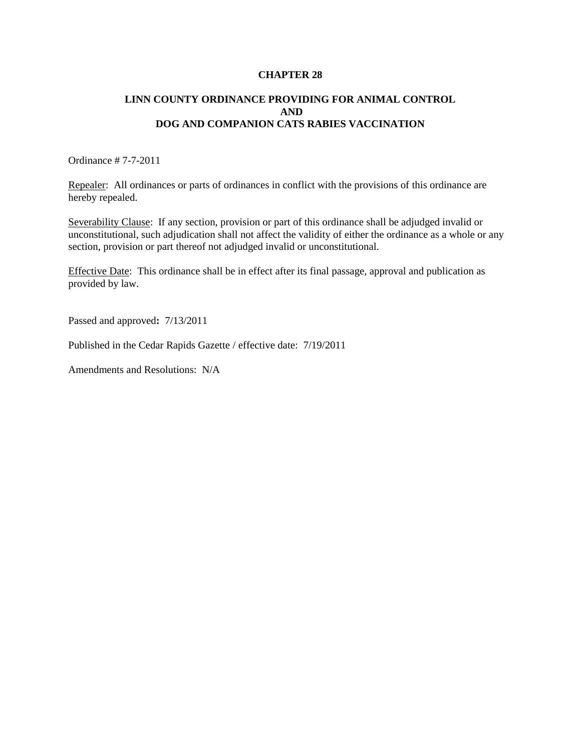# CHAPTER 28

## LINN COUNTY ORDINANCE PROVIDING FOR ANIMAL CONTROL AND DOG AND COMPANION CATS RABIES VACCINATION

Ordinance # 7-7-2011

Repealer: All ordinances or parts of ordinances in conflict with the provisions of this ordinance are hereby repealed.

Severability Clause: If any section, provision or part of this ordinance shall be adjudged invalid or unconstitutional, such adjudication shall not affect the validity of either the ordinance as a whole or any section, provision or part thereof not adjudged invalid or unconstitutional.

Effective Date: This ordinance shall be in effect after its final passage, approval and publication as provided by law.

Passed and approved**:** 7/13/2011

Published in the Cedar Rapids Gazette / effective date: 7/19/2011

Amendments and Resolutions: N/A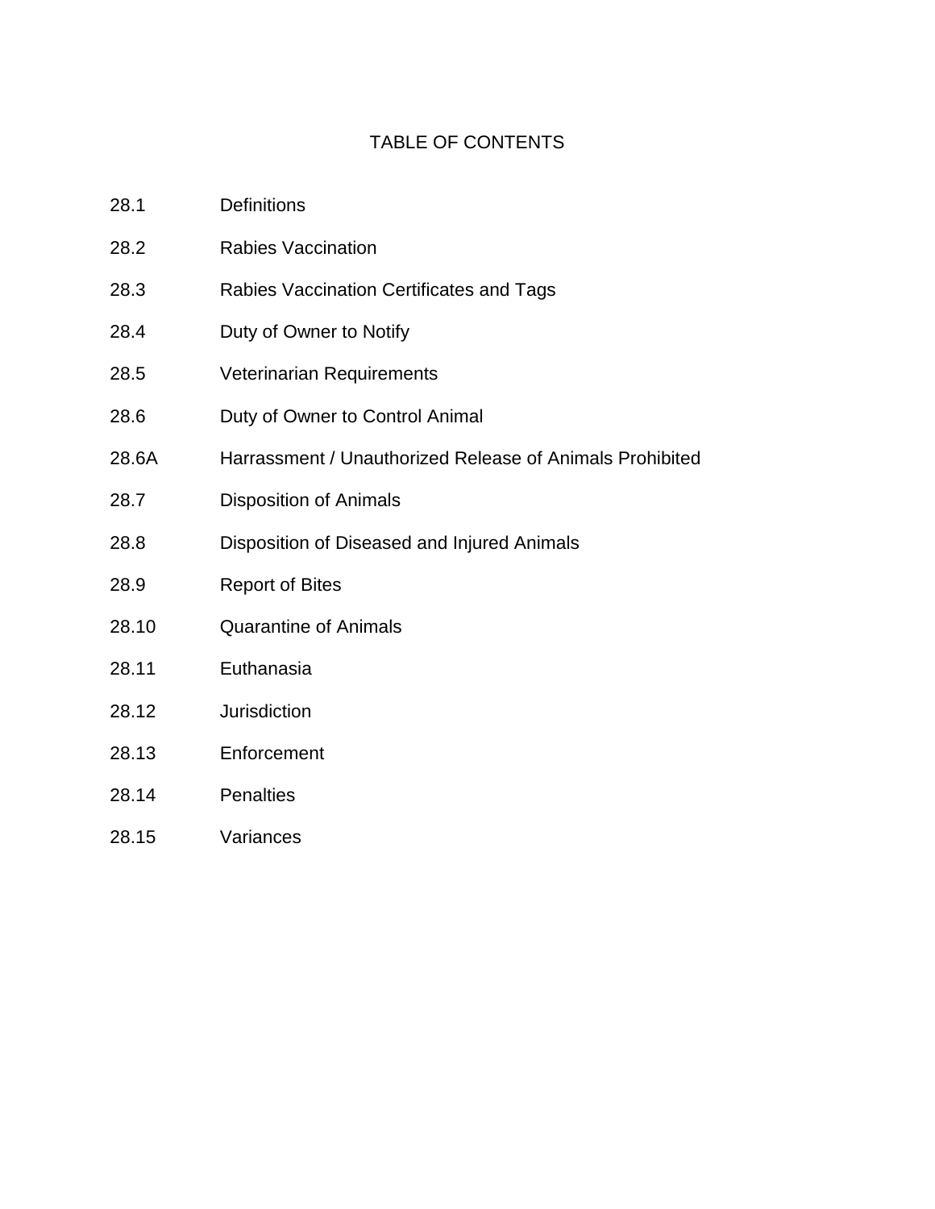# TABLE OF CONTENTS

| | |
|---|---|
| 28.1 | Definitions |
| 28.2 | Rabies Vaccination |
| 28.3 | Rabies Vaccination Certificates and Tags |
| 28.4 | Duty of Owner to Notify |
| 28.5 | Veterinarian Requirements |
| 28.6 | Duty of Owner to Control Animal |
| 28.6A | Harrassment / Unauthorized Release of Animals Prohibited |
| 28.7 | Disposition of Animals |
| 28.8 | Disposition of Diseased and Injured Animals |
| 28.9 | Report of Bites |
| 28.10 | Quarantine of Animals |
| 28.11 | Euthanasia |
| 28.12 | Jurisdiction |
| 28.13 | Enforcement |
| 28.14 | Penalties |
| 28.15 | Variances |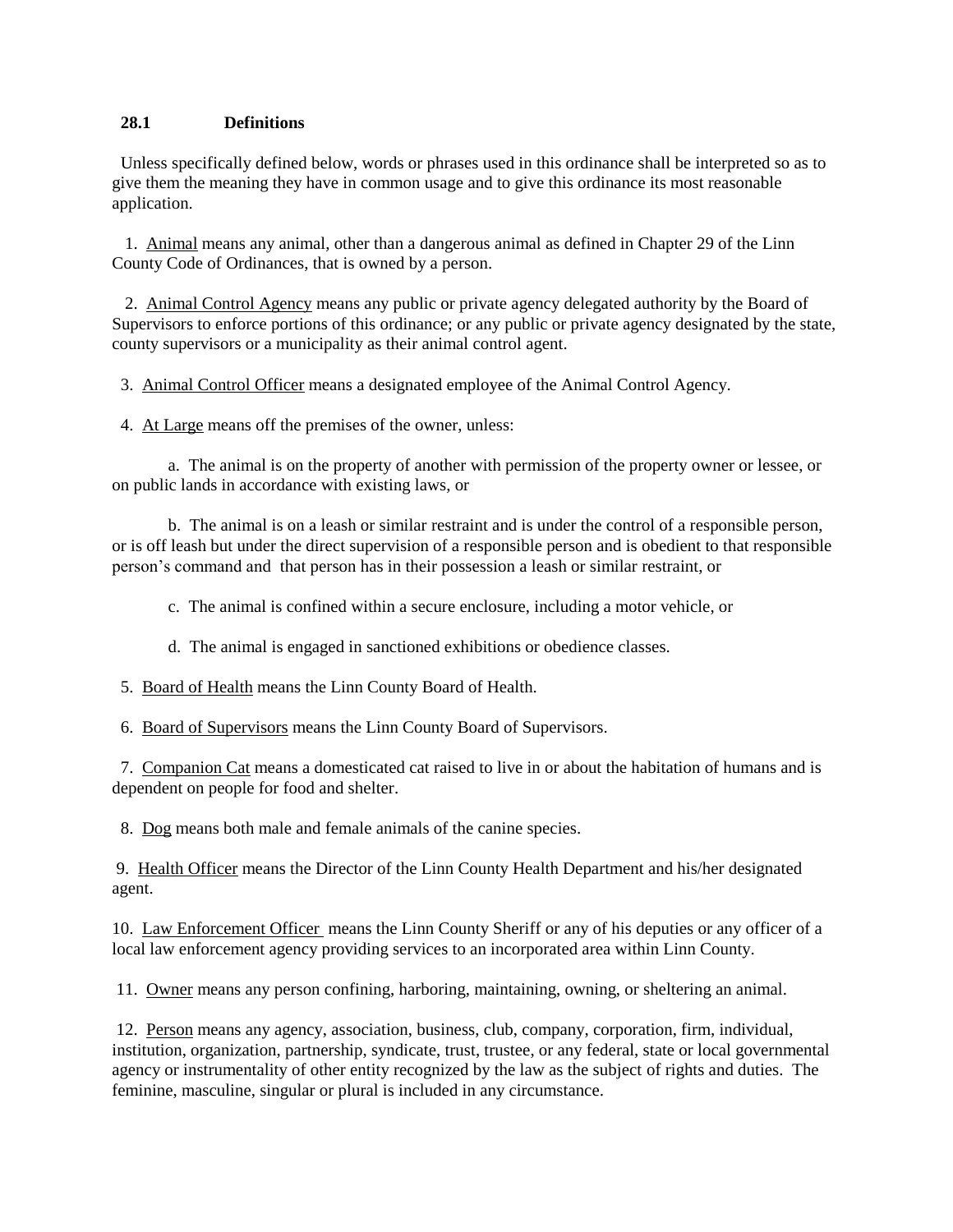**28.1 Definitions**

Unless specifically defined below, words or phrases used in this ordinance shall be interpreted so as to give them the meaning they have in common usage and to give this ordinance its most reasonable application.

1. Animal means any animal, other than a dangerous animal as defined in Chapter 29 of the Linn County Code of Ordinances, that is owned by a person.

2. Animal Control Agency means any public or private agency delegated authority by the Board of Supervisors to enforce portions of this ordinance; or any public or private agency designated by the state, county supervisors or a municipality as their animal control agent.

3. Animal Control Officer means a designated employee of the Animal Control Agency.

4. At Large means off the premises of the owner, unless:

   a. The animal is on the property of another with permission of the property owner or lessee, or on public lands in accordance with existing laws, or

   b. The animal is on a leash or similar restraint and is under the control of a responsible person, or is off leash but under the direct supervision of a responsible person and is obedient to that responsible person's command and that person has in their possession a leash or similar restraint, or

   c. The animal is confined within a secure enclosure, including a motor vehicle, or

   d. The animal is engaged in sanctioned exhibitions or obedience classes.

5. Board of Health means the Linn County Board of Health.

6. Board of Supervisors means the Linn County Board of Supervisors.

7. Companion Cat means a domesticated cat raised to live in or about the habitation of humans and is dependent on people for food and shelter.

8. Dog means both male and female animals of the canine species.

9. Health Officer means the Director of the Linn County Health Department and his/her designated agent.

10. Law Enforcement Officer means the Linn County Sheriff or any of his deputies or any officer of a local law enforcement agency providing services to an incorporated area within Linn County.

11. Owner means any person confining, harboring, maintaining, owning, or sheltering an animal.

12. Person means any agency, association, business, club, company, corporation, firm, individual, institution, organization, partnership, syndicate, trust, trustee, or any federal, state or local governmental agency or instrumentality of other entity recognized by the law as the subject of rights and duties. The feminine, masculine, singular or plural is included in any circumstance.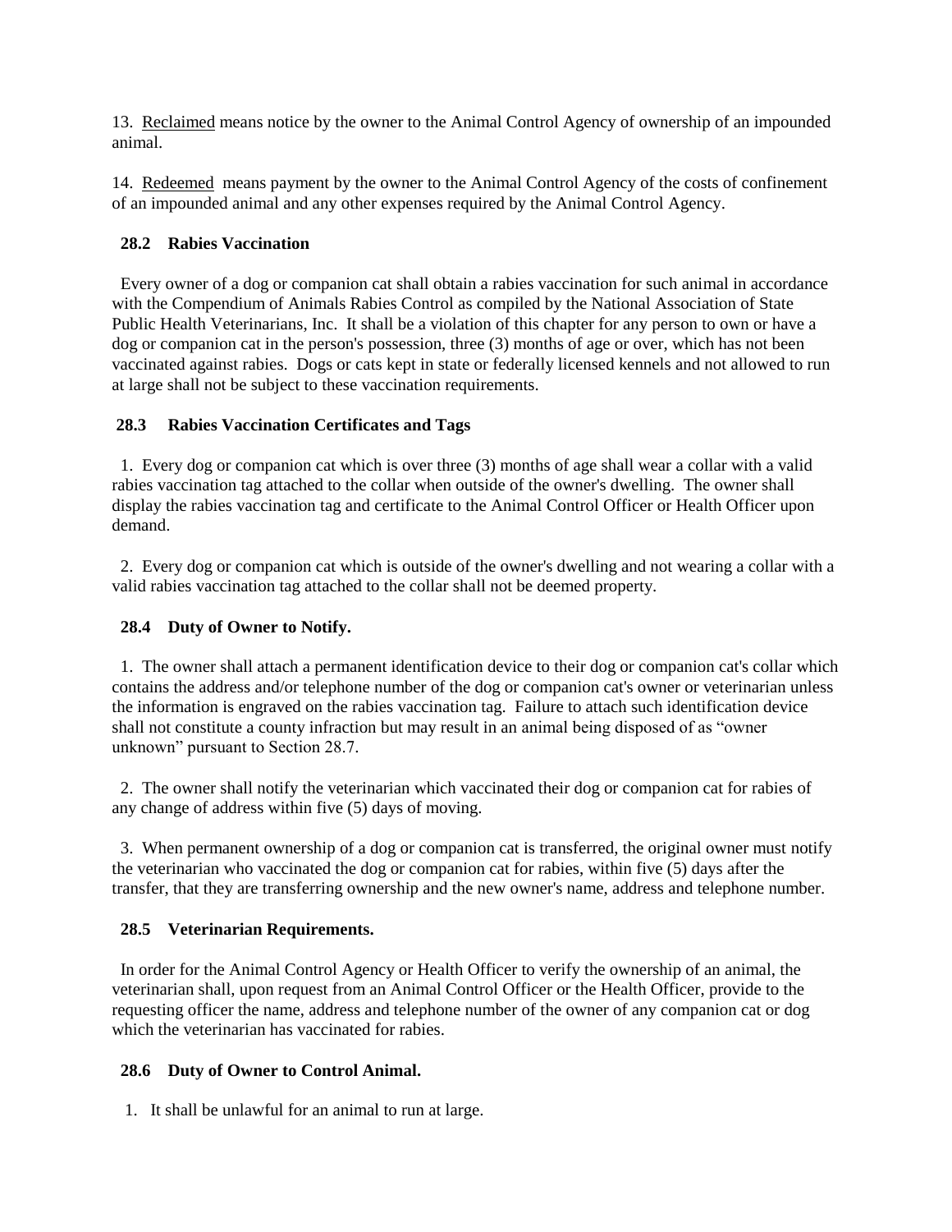13. <u>Reclaimed</u> means notice by the owner to the Animal Control Agency of ownership of an impounded animal.

14. <u>Redeemed</u> means payment by the owner to the Animal Control Agency of the costs of confinement of an impounded animal and any other expenses required by the Animal Control Agency.

### 28.2 Rabies Vaccination

Every owner of a dog or companion cat shall obtain a rabies vaccination for such animal in accordance with the Compendium of Animals Rabies Control as compiled by the National Association of State Public Health Veterinarians, Inc. It shall be a violation of this chapter for any person to own or have a dog or companion cat in the person's possession, three (3) months of age or over, which has not been vaccinated against rabies. Dogs or cats kept in state or federally licensed kennels and not allowed to run at large shall not be subject to these vaccination requirements.

### 28.3 Rabies Vaccination Certificates and Tags

1. Every dog or companion cat which is over three (3) months of age shall wear a collar with a valid rabies vaccination tag attached to the collar when outside of the owner's dwelling. The owner shall display the rabies vaccination tag and certificate to the Animal Control Officer or Health Officer upon demand.

2. Every dog or companion cat which is outside of the owner's dwelling and not wearing a collar with a valid rabies vaccination tag attached to the collar shall not be deemed property.

### 28.4 Duty of Owner to Notify.

1. The owner shall attach a permanent identification device to their dog or companion cat's collar which contains the address and/or telephone number of the dog or companion cat's owner or veterinarian unless the information is engraved on the rabies vaccination tag. Failure to attach such identification device shall not constitute a county infraction but may result in an animal being disposed of as "owner unknown" pursuant to Section 28.7.

2. The owner shall notify the veterinarian which vaccinated their dog or companion cat for rabies of any change of address within five (5) days of moving.

3. When permanent ownership of a dog or companion cat is transferred, the original owner must notify the veterinarian who vaccinated the dog or companion cat for rabies, within five (5) days after the transfer, that they are transferring ownership and the new owner's name, address and telephone number.

### 28.5 Veterinarian Requirements.

In order for the Animal Control Agency or Health Officer to verify the ownership of an animal, the veterinarian shall, upon request from an Animal Control Officer or the Health Officer, provide to the requesting officer the name, address and telephone number of the owner of any companion cat or dog which the veterinarian has vaccinated for rabies.

### 28.6 Duty of Owner to Control Animal.

1. It shall be unlawful for an animal to run at large.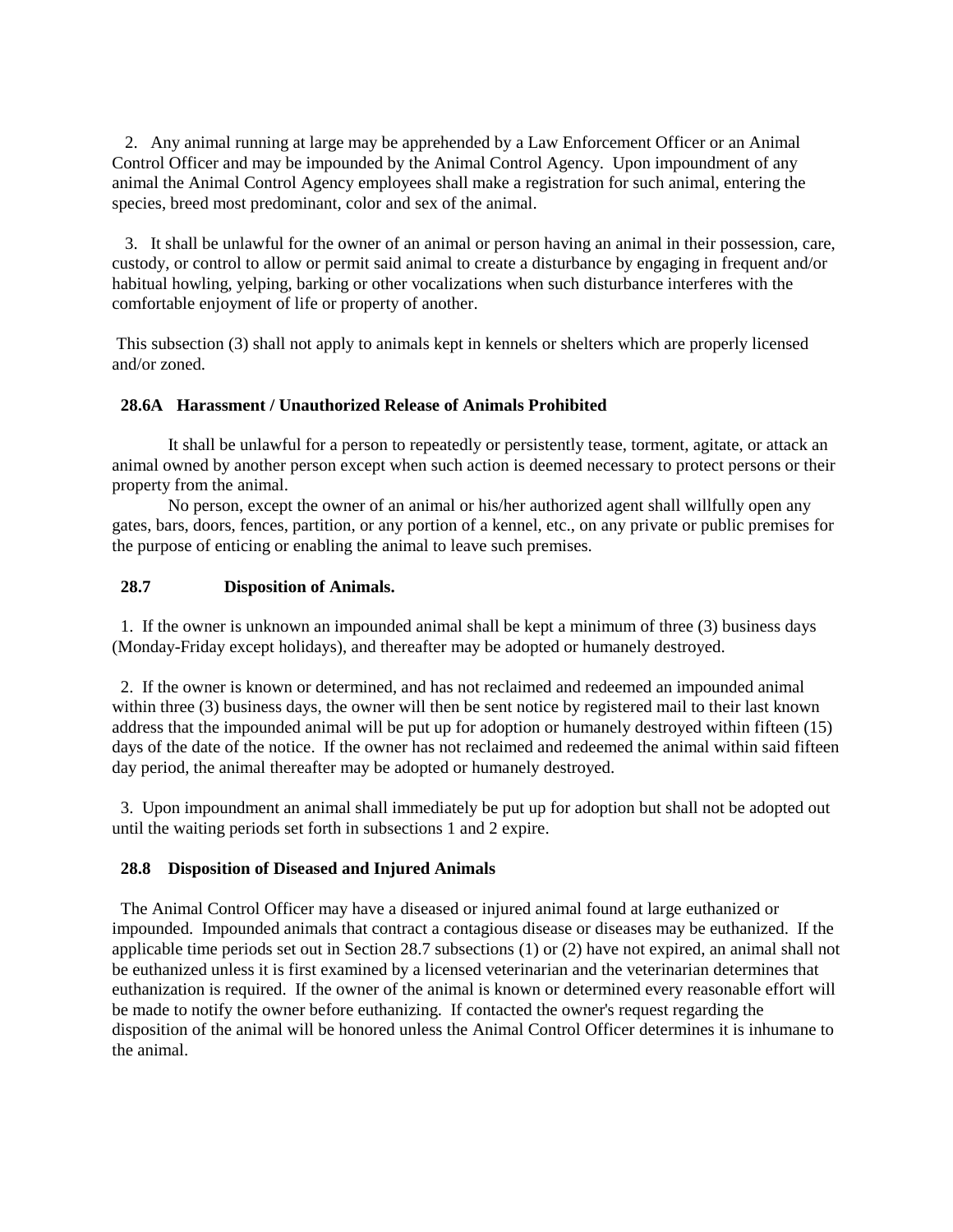2. Any animal running at large may be apprehended by a Law Enforcement Officer or an Animal Control Officer and may be impounded by the Animal Control Agency. Upon impoundment of any animal the Animal Control Agency employees shall make a registration for such animal, entering the species, breed most predominant, color and sex of the animal.

3. It shall be unlawful for the owner of an animal or person having an animal in their possession, care, custody, or control to allow or permit said animal to create a disturbance by engaging in frequent and/or habitual howling, yelping, barking or other vocalizations when such disturbance interferes with the comfortable enjoyment of life or property of another.

This subsection (3) shall not apply to animals kept in kennels or shelters which are properly licensed and/or zoned.

**28.6A Harassment / Unauthorized Release of Animals Prohibited**

It shall be unlawful for a person to repeatedly or persistently tease, torment, agitate, or attack an animal owned by another person except when such action is deemed necessary to protect persons or their property from the animal.

No person, except the owner of an animal or his/her authorized agent shall willfully open any gates, bars, doors, fences, partition, or any portion of a kennel, etc., on any private or public premises for the purpose of enticing or enabling the animal to leave such premises.

**28.7 Disposition of Animals.**

1. If the owner is unknown an impounded animal shall be kept a minimum of three (3) business days (Monday-Friday except holidays), and thereafter may be adopted or humanely destroyed.

2. If the owner is known or determined, and has not reclaimed and redeemed an impounded animal within three (3) business days, the owner will then be sent notice by registered mail to their last known address that the impounded animal will be put up for adoption or humanely destroyed within fifteen (15) days of the date of the notice. If the owner has not reclaimed and redeemed the animal within said fifteen day period, the animal thereafter may be adopted or humanely destroyed.

3. Upon impoundment an animal shall immediately be put up for adoption but shall not be adopted out until the waiting periods set forth in subsections 1 and 2 expire.

**28.8 Disposition of Diseased and Injured Animals**

The Animal Control Officer may have a diseased or injured animal found at large euthanized or impounded. Impounded animals that contract a contagious disease or diseases may be euthanized. If the applicable time periods set out in Section 28.7 subsections (1) or (2) have not expired, an animal shall not be euthanized unless it is first examined by a licensed veterinarian and the veterinarian determines that euthanization is required. If the owner of the animal is known or determined every reasonable effort will be made to notify the owner before euthanizing. If contacted the owner's request regarding the disposition of the animal will be honored unless the Animal Control Officer determines it is inhumane to the animal.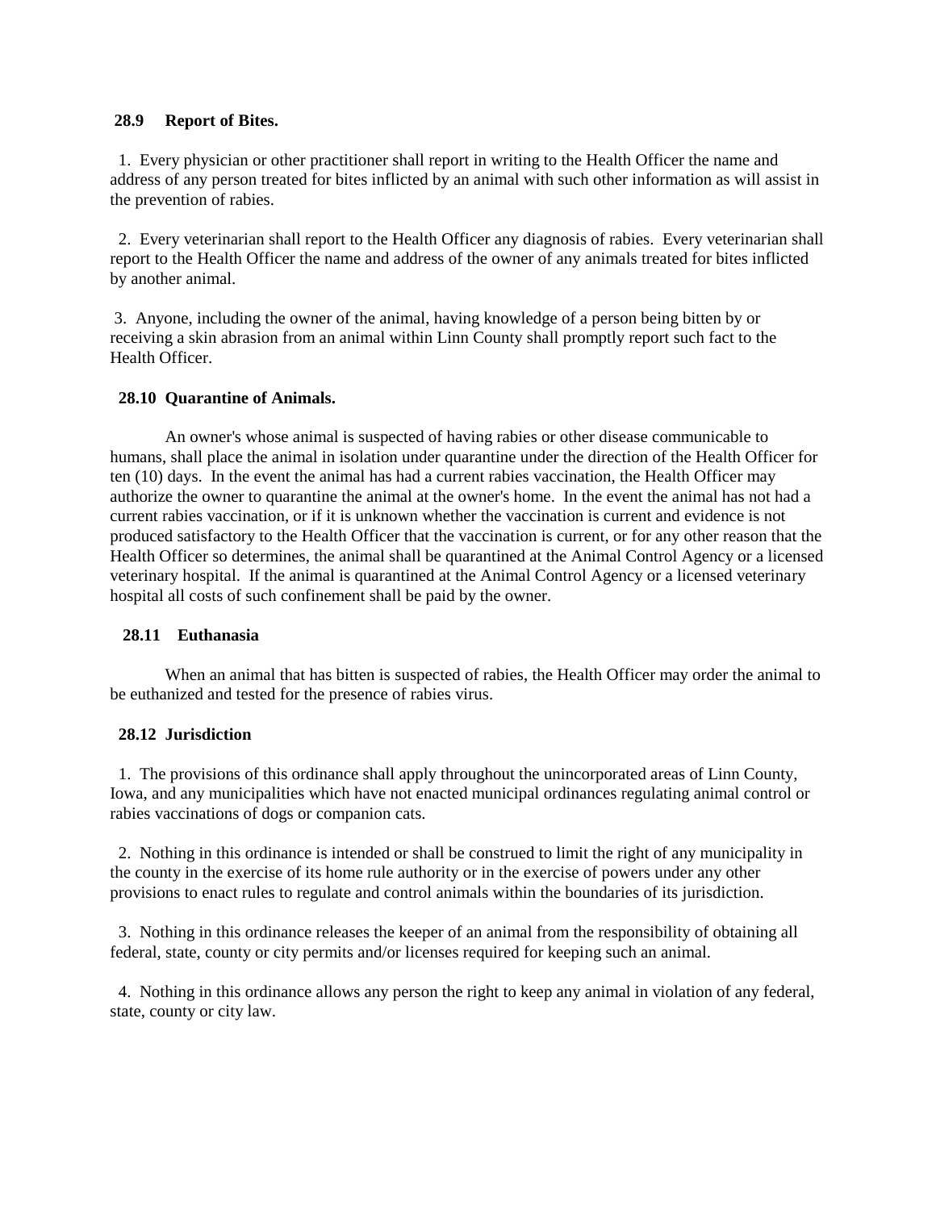**28.9 Report of Bites.**

1. Every physician or other practitioner shall report in writing to the Health Officer the name and address of any person treated for bites inflicted by an animal with such other information as will assist in the prevention of rabies.

2. Every veterinarian shall report to the Health Officer any diagnosis of rabies. Every veterinarian shall report to the Health Officer the name and address of the owner of any animals treated for bites inflicted by another animal.

3. Anyone, including the owner of the animal, having knowledge of a person being bitten by or receiving a skin abrasion from an animal within Linn County shall promptly report such fact to the Health Officer.

**28.10 Quarantine of Animals.**

An owner's whose animal is suspected of having rabies or other disease communicable to humans, shall place the animal in isolation under quarantine under the direction of the Health Officer for ten (10) days. In the event the animal has had a current rabies vaccination, the Health Officer may authorize the owner to quarantine the animal at the owner's home. In the event the animal has not had a current rabies vaccination, or if it is unknown whether the vaccination is current and evidence is not produced satisfactory to the Health Officer that the vaccination is current, or for any other reason that the Health Officer so determines, the animal shall be quarantined at the Animal Control Agency or a licensed veterinary hospital. If the animal is quarantined at the Animal Control Agency or a licensed veterinary hospital all costs of such confinement shall be paid by the owner.

**28.11 Euthanasia**

When an animal that has bitten is suspected of rabies, the Health Officer may order the animal to be euthanized and tested for the presence of rabies virus.

**28.12 Jurisdiction**

1. The provisions of this ordinance shall apply throughout the unincorporated areas of Linn County, Iowa, and any municipalities which have not enacted municipal ordinances regulating animal control or rabies vaccinations of dogs or companion cats.

2. Nothing in this ordinance is intended or shall be construed to limit the right of any municipality in the county in the exercise of its home rule authority or in the exercise of powers under any other provisions to enact rules to regulate and control animals within the boundaries of its jurisdiction.

3. Nothing in this ordinance releases the keeper of an animal from the responsibility of obtaining all federal, state, county or city permits and/or licenses required for keeping such an animal.

4. Nothing in this ordinance allows any person the right to keep any animal in violation of any federal, state, county or city law.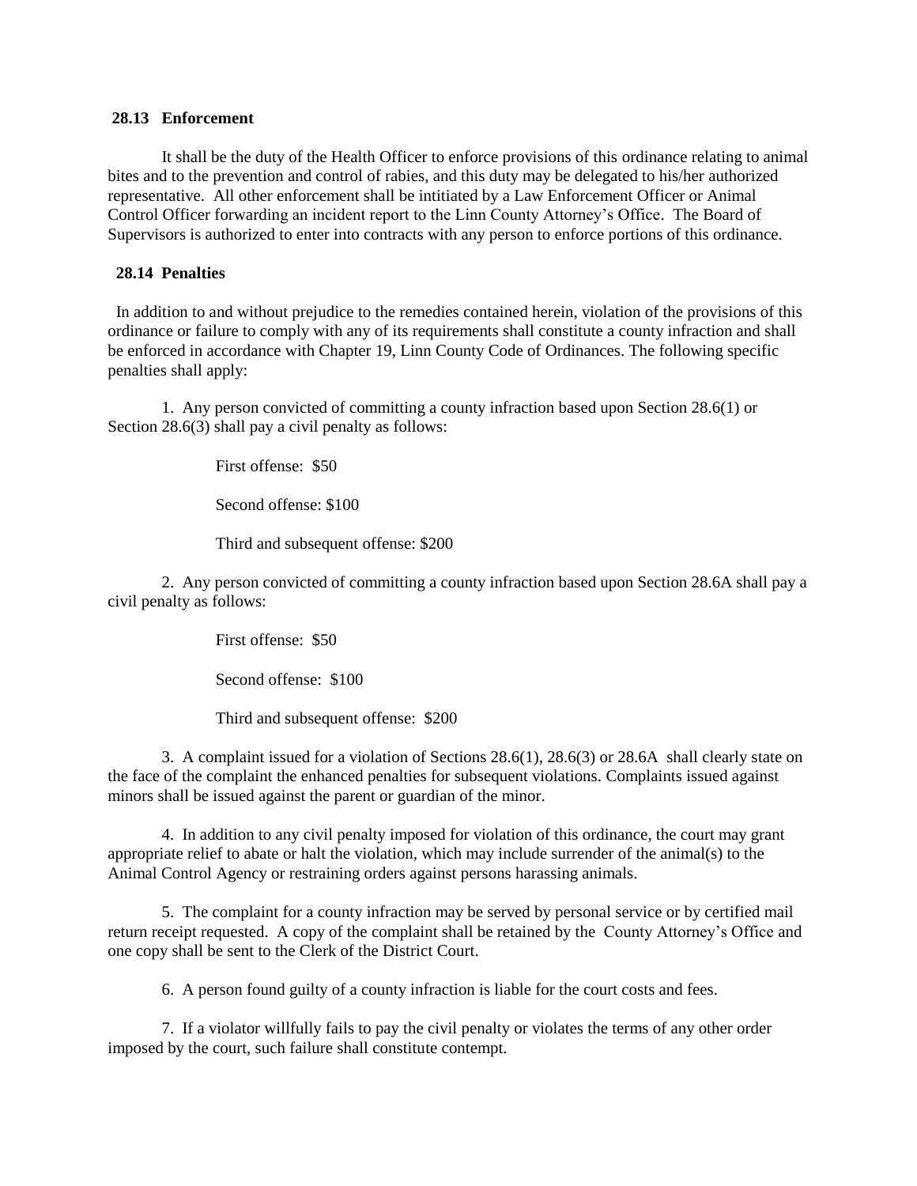## 28.13 Enforcement

It shall be the duty of the Health Officer to enforce provisions of this ordinance relating to animal bites and to the prevention and control of rabies, and this duty may be delegated to his/her authorized representative. All other enforcement shall be intitiated by a Law Enforcement Officer or Animal Control Officer forwarding an incident report to the Linn County Attorney's Office. The Board of Supervisors is authorized to enter into contracts with any person to enforce portions of this ordinance.

## 28.14 Penalties

In addition to and without prejudice to the remedies contained herein, violation of the provisions of this ordinance or failure to comply with any of its requirements shall constitute a county infraction and shall be enforced in accordance with Chapter 19, Linn County Code of Ordinances. The following specific penalties shall apply:

1. Any person convicted of committing a county infraction based upon Section 28.6(1) or Section 28.6(3) shall pay a civil penalty as follows:

   First offense: $50

   Second offense: $100

   Third and subsequent offense: $200

2. Any person convicted of committing a county infraction based upon Section 28.6A shall pay a civil penalty as follows:

   First offense: $50

   Second offense: $100

   Third and subsequent offense: $200

3. A complaint issued for a violation of Sections 28.6(1), 28.6(3) or 28.6A shall clearly state on the face of the complaint the enhanced penalties for subsequent violations. Complaints issued against minors shall be issued against the parent or guardian of the minor.

4. In addition to any civil penalty imposed for violation of this ordinance, the court may grant appropriate relief to abate or halt the violation, which may include surrender of the animal(s) to the Animal Control Agency or restraining orders against persons harassing animals.

5. The complaint for a county infraction may be served by personal service or by certified mail return receipt requested. A copy of the complaint shall be retained by the County Attorney's Office and one copy shall be sent to the Clerk of the District Court.

6. A person found guilty of a county infraction is liable for the court costs and fees.

7. If a violator willfully fails to pay the civil penalty or violates the terms of any other order imposed by the court, such failure shall constitute contempt.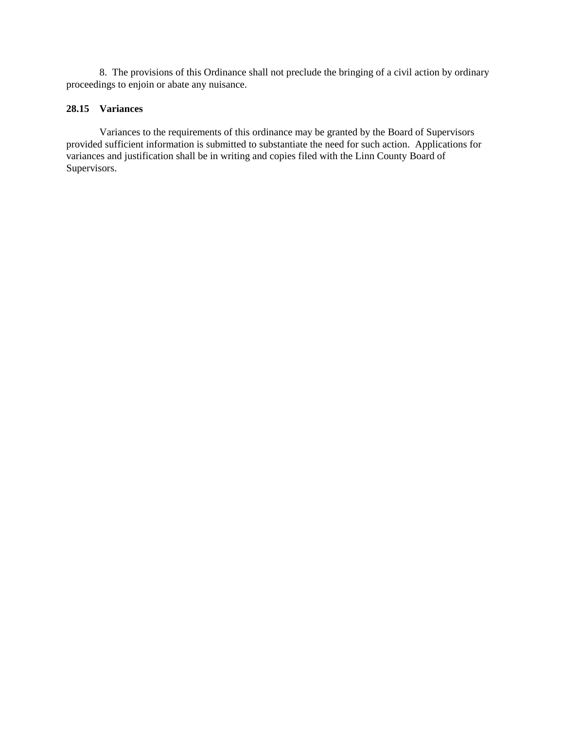8. The provisions of this Ordinance shall not preclude the bringing of a civil action by ordinary proceedings to enjoin or abate any nuisance.

**28.15 Variances**

Variances to the requirements of this ordinance may be granted by the Board of Supervisors provided sufficient information is submitted to substantiate the need for such action. Applications for variances and justification shall be in writing and copies filed with the Linn County Board of Supervisors.